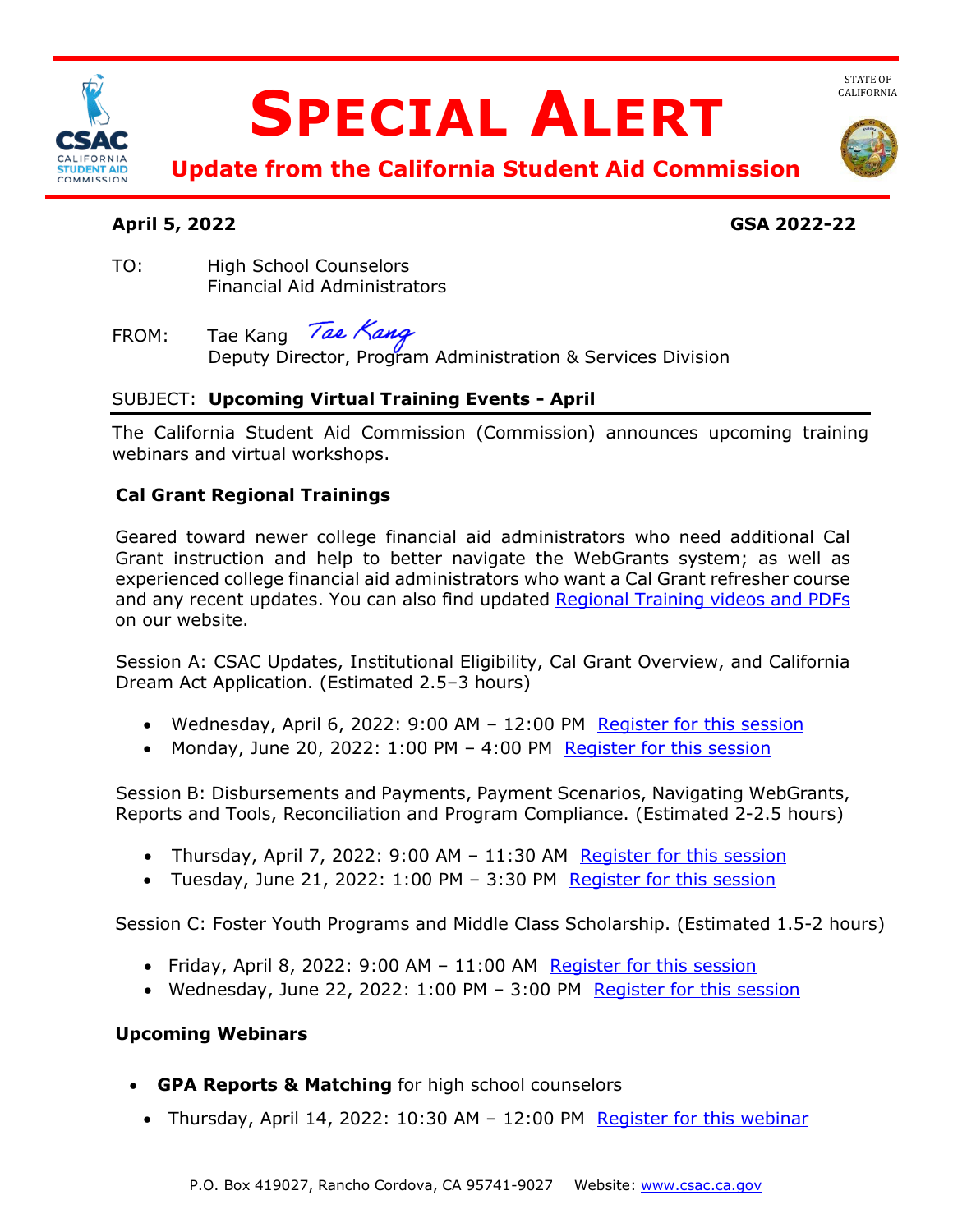# SPECIAL ALERT

## Update from the California Student Aid Commission

STATE OF CALIFORNIA

**April 5, 2022** **GSA 2022-22**

TO: High School Counselors
Financial Aid Administrators

FROM: Tae Kang *Tae Kang*
Deputy Director, Program Administration & Services Division

SUBJECT: **Upcoming Virtual Training Events - April**

The California Student Aid Commission (Commission) announces upcoming training webinars and virtual workshops.

### Cal Grant Regional Trainings

Geared toward newer college financial aid administrators who need additional Cal Grant instruction and help to better navigate the WebGrants system; as well as experienced college financial aid administrators who want a Cal Grant refresher course and any recent updates. You can also find updated Regional Training videos and PDFs on our website.

Session A: CSAC Updates, Institutional Eligibility, Cal Grant Overview, and California Dream Act Application. (Estimated 2.5–3 hours)

- Wednesday, April 6, 2022: 9:00 AM – 12:00 PM Register for this session
- Monday, June 20, 2022: 1:00 PM – 4:00 PM Register for this session

Session B: Disbursements and Payments, Payment Scenarios, Navigating WebGrants, Reports and Tools, Reconciliation and Program Compliance. (Estimated 2-2.5 hours)

- Thursday, April 7, 2022: 9:00 AM – 11:30 AM Register for this session
- Tuesday, June 21, 2022: 1:00 PM – 3:30 PM Register for this session

Session C: Foster Youth Programs and Middle Class Scholarship. (Estimated 1.5-2 hours)

- Friday, April 8, 2022: 9:00 AM – 11:00 AM Register for this session
- Wednesday, June 22, 2022: 1:00 PM – 3:00 PM Register for this session

### Upcoming Webinars

- **GPA Reports & Matching** for high school counselors
- Thursday, April 14, 2022: 10:30 AM – 12:00 PM Register for this webinar

P.O. Box 419027, Rancho Cordova, CA 95741-9027 Website: www.csac.ca.gov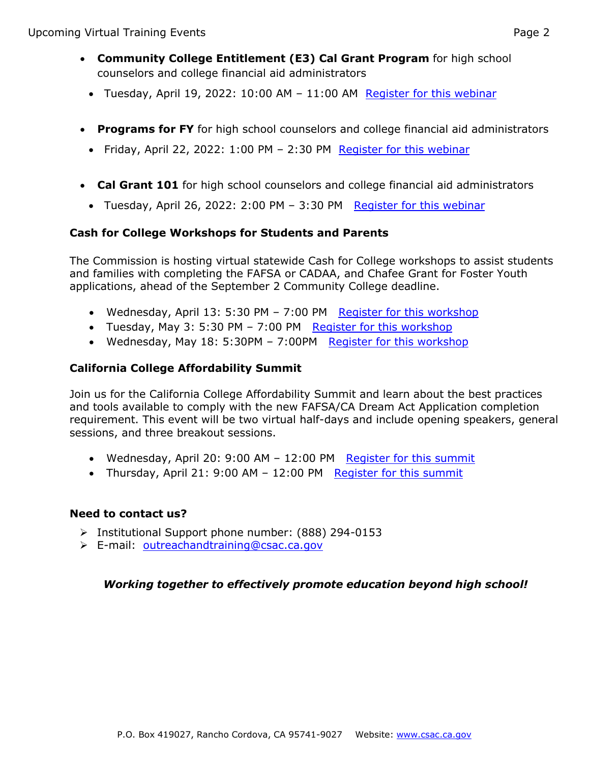- **Community College Entitlement (E3) Cal Grant Program** for high school counselors and college financial aid administrators
  - Tuesday, April 19, 2022: 10:00 AM – 11:00 AM  Register for this webinar

- **Programs for FY** for high school counselors and college financial aid administrators
  - Friday, April 22, 2022: 1:00 PM – 2:30 PM  Register for this webinar

- **Cal Grant 101** for high school counselors and college financial aid administrators
  - Tuesday, April 26, 2022: 2:00 PM – 3:30 PM  Register for this webinar

### Cash for College Workshops for Students and Parents

The Commission is hosting virtual statewide Cash for College workshops to assist students and families with completing the FAFSA or CADAA, and Chafee Grant for Foster Youth applications, ahead of the September 2 Community College deadline.

- Wednesday, April 13: 5:30 PM – 7:00 PM  Register for this workshop
- Tuesday, May 3: 5:30 PM – 7:00 PM  Register for this workshop
- Wednesday, May 18: 5:30PM – 7:00PM  Register for this workshop

### California College Affordability Summit

Join us for the California College Affordability Summit and learn about the best practices and tools available to comply with the new FAFSA/CA Dream Act Application completion requirement. This event will be two virtual half-days and include opening speakers, general sessions, and three breakout sessions.

- Wednesday, April 20: 9:00 AM – 12:00 PM  Register for this summit
- Thursday, April 21: 9:00 AM – 12:00 PM  Register for this summit

### Need to contact us?

- Institutional Support phone number: (888) 294-0153
- E-mail: outreachandtraining@csac.ca.gov

***Working together to effectively promote education beyond high school!***

P.O. Box 419027, Rancho Cordova, CA 95741-9027  Website: www.csac.ca.gov